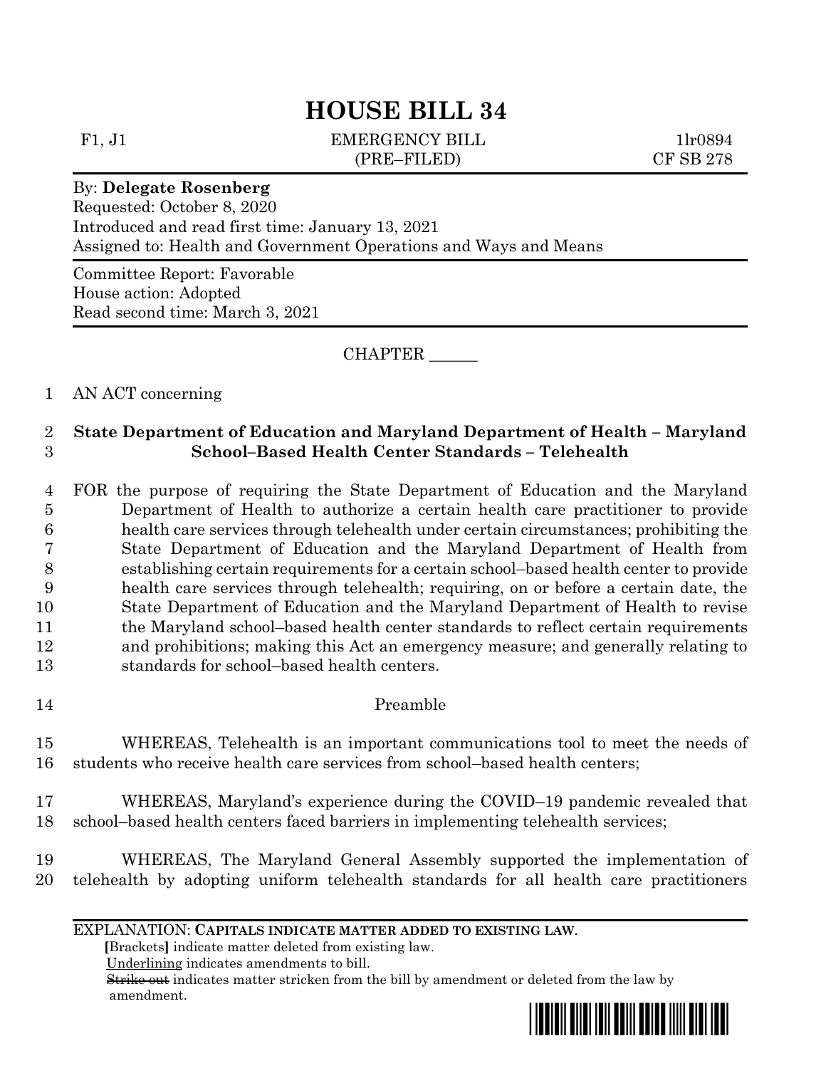# HOUSE BILL 34

F1, J1 EMERGENCY BILL 1lr0894
(PRE–FILED) CF SB 278

By: **Delegate Rosenberg**
Requested: October 8, 2020
Introduced and read first time: January 13, 2021
Assigned to: Health and Government Operations and Ways and Means

Committee Report: Favorable
House action: Adopted
Read second time: March 3, 2021

CHAPTER ______

AN ACT concerning

**State Department of Education and Maryland Department of Health – Maryland School–Based Health Center Standards – Telehealth**

FOR the purpose of requiring the State Department of Education and the Maryland Department of Health to authorize a certain health care practitioner to provide health care services through telehealth under certain circumstances; prohibiting the State Department of Education and the Maryland Department of Health from establishing certain requirements for a certain school–based health center to provide health care services through telehealth; requiring, on or before a certain date, the State Department of Education and the Maryland Department of Health to revise the Maryland school–based health center standards to reflect certain requirements and prohibitions; making this Act an emergency measure; and generally relating to standards for school–based health centers.

Preamble

WHEREAS, Telehealth is an important communications tool to meet the needs of students who receive health care services from school–based health centers;

WHEREAS, Maryland's experience during the COVID–19 pandemic revealed that school–based health centers faced barriers in implementing telehealth services;

WHEREAS, The Maryland General Assembly supported the implementation of telehealth by adopting uniform telehealth standards for all health care practitioners

EXPLANATION: **CAPITALS INDICATE MATTER ADDED TO EXISTING LAW.**
**[**Brackets**]** indicate matter deleted from existing law.
Underlining indicates amendments to bill.
~~Strike out~~ indicates matter stricken from the bill by amendment or deleted from the law by amendment.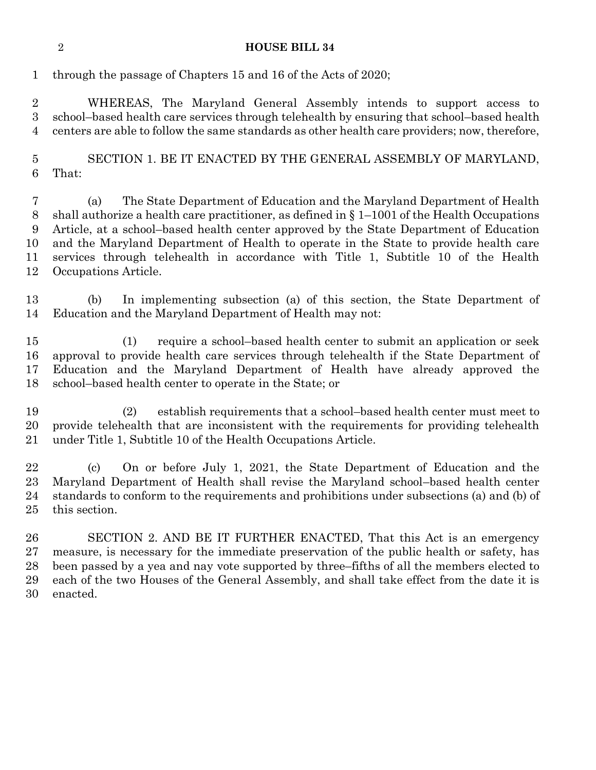through the passage of Chapters 15 and 16 of the Acts of 2020;

WHEREAS, The Maryland General Assembly intends to support access to school–based health care services through telehealth by ensuring that school–based health centers are able to follow the same standards as other health care providers; now, therefore,

SECTION 1. BE IT ENACTED BY THE GENERAL ASSEMBLY OF MARYLAND, That:

(a) The State Department of Education and the Maryland Department of Health shall authorize a health care practitioner, as defined in § 1–1001 of the Health Occupations Article, at a school–based health center approved by the State Department of Education and the Maryland Department of Health to operate in the State to provide health care services through telehealth in accordance with Title 1, Subtitle 10 of the Health Occupations Article.

(b) In implementing subsection (a) of this section, the State Department of Education and the Maryland Department of Health may not:

(1) require a school–based health center to submit an application or seek approval to provide health care services through telehealth if the State Department of Education and the Maryland Department of Health have already approved the school–based health center to operate in the State; or

(2) establish requirements that a school–based health center must meet to provide telehealth that are inconsistent with the requirements for providing telehealth under Title 1, Subtitle 10 of the Health Occupations Article.

(c) On or before July 1, 2021, the State Department of Education and the Maryland Department of Health shall revise the Maryland school–based health center standards to conform to the requirements and prohibitions under subsections (a) and (b) of this section.

SECTION 2. AND BE IT FURTHER ENACTED, That this Act is an emergency measure, is necessary for the immediate preservation of the public health or safety, has been passed by a yea and nay vote supported by three–fifths of all the members elected to each of the two Houses of the General Assembly, and shall take effect from the date it is enacted.